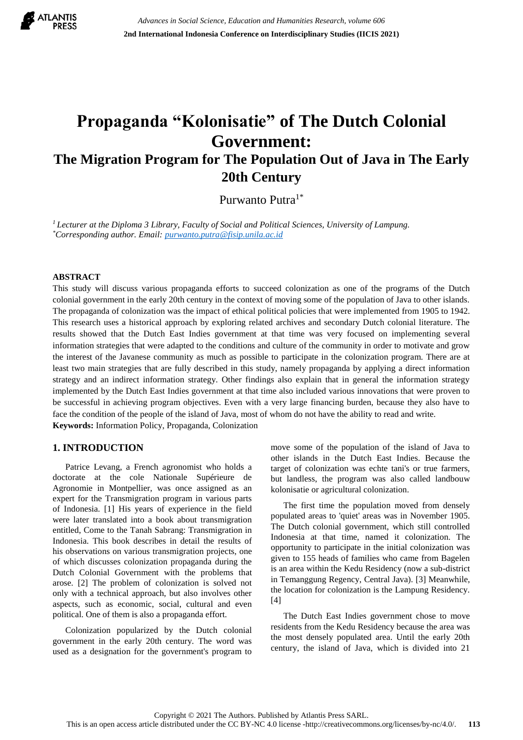# Propaganda "Kolonisatie" of The Dutch Colonial Government:

## The Migration Program for The Population Out of Java in The Early 20th Century

Purwanto Putra[1*]

[1] *Lecturer at the Diploma 3 Library, Faculty of Social and Political Sciences, University of Lampung.*
[*] *Corresponding author. Email: purwanto.putra@fisip.unila.ac.id*

### ABSTRACT

This study will discuss various propaganda efforts to succeed colonization as one of the programs of the Dutch colonial government in the early 20th century in the context of moving some of the population of Java to other islands. The propaganda of colonization was the impact of ethical political policies that were implemented from 1905 to 1942. This research uses a historical approach by exploring related archives and secondary Dutch colonial literature. The results showed that the Dutch East Indies government at that time was very focused on implementing several information strategies that were adapted to the conditions and culture of the community in order to motivate and grow the interest of the Javanese community as much as possible to participate in the colonization program. There are at least two main strategies that are fully described in this study, namely propaganda by applying a direct information strategy and an indirect information strategy. Other findings also explain that in general the information strategy implemented by the Dutch East Indies government at that time also included various innovations that were proven to be successful in achieving program objectives. Even with a very large financing burden, because they also have to face the condition of the people of the island of Java, most of whom do not have the ability to read and write.

**Keywords:** Information Policy, Propaganda, Colonization

## 1. INTRODUCTION

Patrice Levang, a French agronomist who holds a doctorate at the cole Nationale Supérieure de Agronomie in Montpellier, was once assigned as an expert for the Transmigration program in various parts of Indonesia. [1] His years of experience in the field were later translated into a book about transmigration entitled, Come to the Tanah Sabrang: Transmigration in Indonesia. This book describes in detail the results of his observations on various transmigration projects, one of which discusses colonization propaganda during the Dutch Colonial Government with the problems that arose. [2] The problem of colonization is solved not only with a technical approach, but also involves other aspects, such as economic, social, cultural and even political. One of them is also a propaganda effort.

Colonization popularized by the Dutch colonial government in the early 20th century. The word was used as a designation for the government's program to move some of the population of the island of Java to other islands in the Dutch East Indies. Because the target of colonization was echte tani's or true farmers, but landless, the program was also called landbouw kolonisatie or agricultural colonization.

The first time the population moved from densely populated areas to 'quiet' areas was in November 1905. The Dutch colonial government, which still controlled Indonesia at that time, named it colonization. The opportunity to participate in the initial colonization was given to 155 heads of families who came from Bagelen is an area within the Kedu Residency (now a sub-district in Temanggung Regency, Central Java). [3] Meanwhile, the location for colonization is the Lampung Residency. [4]

The Dutch East Indies government chose to move residents from the Kedu Residency because the area was the most densely populated area. Until the early 20th century, the island of Java, which is divided into 21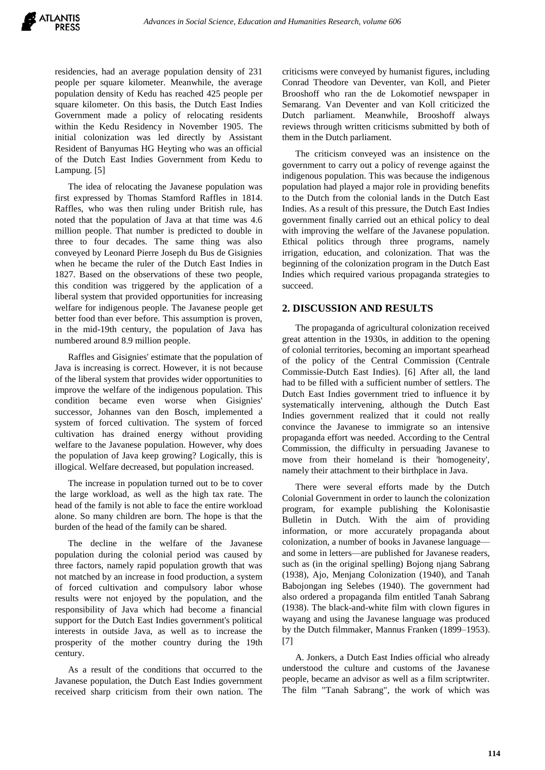residencies, had an average population density of 231 people per square kilometer. Meanwhile, the average population density of Kedu has reached 425 people per square kilometer. On this basis, the Dutch East Indies Government made a policy of relocating residents within the Kedu Residency in November 1905. The initial colonization was led directly by Assistant Resident of Banyumas HG Heyting who was an official of the Dutch East Indies Government from Kedu to Lampung. [5]

The idea of relocating the Javanese population was first expressed by Thomas Stamford Raffles in 1814. Raffles, who was then ruling under British rule, has noted that the population of Java at that time was 4.6 million people. That number is predicted to double in three to four decades. The same thing was also conveyed by Leonard Pierre Joseph du Bus de Gisignies when he became the ruler of the Dutch East Indies in 1827. Based on the observations of these two people, this condition was triggered by the application of a liberal system that provided opportunities for increasing welfare for indigenous people. The Javanese people get better food than ever before. This assumption is proven, in the mid-19th century, the population of Java has numbered around 8.9 million people.

Raffles and Gisignies' estimate that the population of Java is increasing is correct. However, it is not because of the liberal system that provides wider opportunities to improve the welfare of the indigenous population. This condition became even worse when Gisignies' successor, Johannes van den Bosch, implemented a system of forced cultivation. The system of forced cultivation has drained energy without providing welfare to the Javanese population. However, why does the population of Java keep growing? Logically, this is illogical. Welfare decreased, but population increased.

The increase in population turned out to be to cover the large workload, as well as the high tax rate. The head of the family is not able to face the entire workload alone. So many children are born. The hope is that the burden of the head of the family can be shared.

The decline in the welfare of the Javanese population during the colonial period was caused by three factors, namely rapid population growth that was not matched by an increase in food production, a system of forced cultivation and compulsory labor whose results were not enjoyed by the population, and the responsibility of Java which had become a financial support for the Dutch East Indies government's political interests in outside Java, as well as to increase the prosperity of the mother country during the 19th century.

As a result of the conditions that occurred to the Javanese population, the Dutch East Indies government received sharp criticism from their own nation. The criticisms were conveyed by humanist figures, including Conrad Theodore van Deventer, van Koll, and Pieter Brooshoff who ran the de Lokomotief newspaper in Semarang. Van Deventer and van Koll criticized the Dutch parliament. Meanwhile, Brooshoff always reviews through written criticisms submitted by both of them in the Dutch parliament.

The criticism conveyed was an insistence on the government to carry out a policy of revenge against the indigenous population. This was because the indigenous population had played a major role in providing benefits to the Dutch from the colonial lands in the Dutch East Indies. As a result of this pressure, the Dutch East Indies government finally carried out an ethical policy to deal with improving the welfare of the Javanese population. Ethical politics through three programs, namely irrigation, education, and colonization. That was the beginning of the colonization program in the Dutch East Indies which required various propaganda strategies to succeed.

## 2. DISCUSSION AND RESULTS

The propaganda of agricultural colonization received great attention in the 1930s, in addition to the opening of colonial territories, becoming an important spearhead of the policy of the Central Commission (Centrale Commissie-Dutch East Indies). [6] After all, the land had to be filled with a sufficient number of settlers. The Dutch East Indies government tried to influence it by systematically intervening, although the Dutch East Indies government realized that it could not really convince the Javanese to immigrate so an intensive propaganda effort was needed. According to the Central Commission, the difficulty in persuading Javanese to move from their homeland is their 'homogeneity', namely their attachment to their birthplace in Java.

There were several efforts made by the Dutch Colonial Government in order to launch the colonization program, for example publishing the Kolonisastie Bulletin in Dutch. With the aim of providing information, or more accurately propaganda about colonization, a number of books in Javanese language—and some in letters—are published for Javanese readers, such as (in the original spelling) Bojong njang Sabrang (1938), Ajo, Menjang Colonization (1940), and Tanah Babojongan ing Selebes (1940). The government had also ordered a propaganda film entitled Tanah Sabrang (1938). The black-and-white film with clown figures in wayang and using the Javanese language was produced by the Dutch filmmaker, Mannus Franken (1899–1953). [7]

A. Jonkers, a Dutch East Indies official who already understood the culture and customs of the Javanese people, became an advisor as well as a film scriptwriter. The film "Tanah Sabrang", the work of which was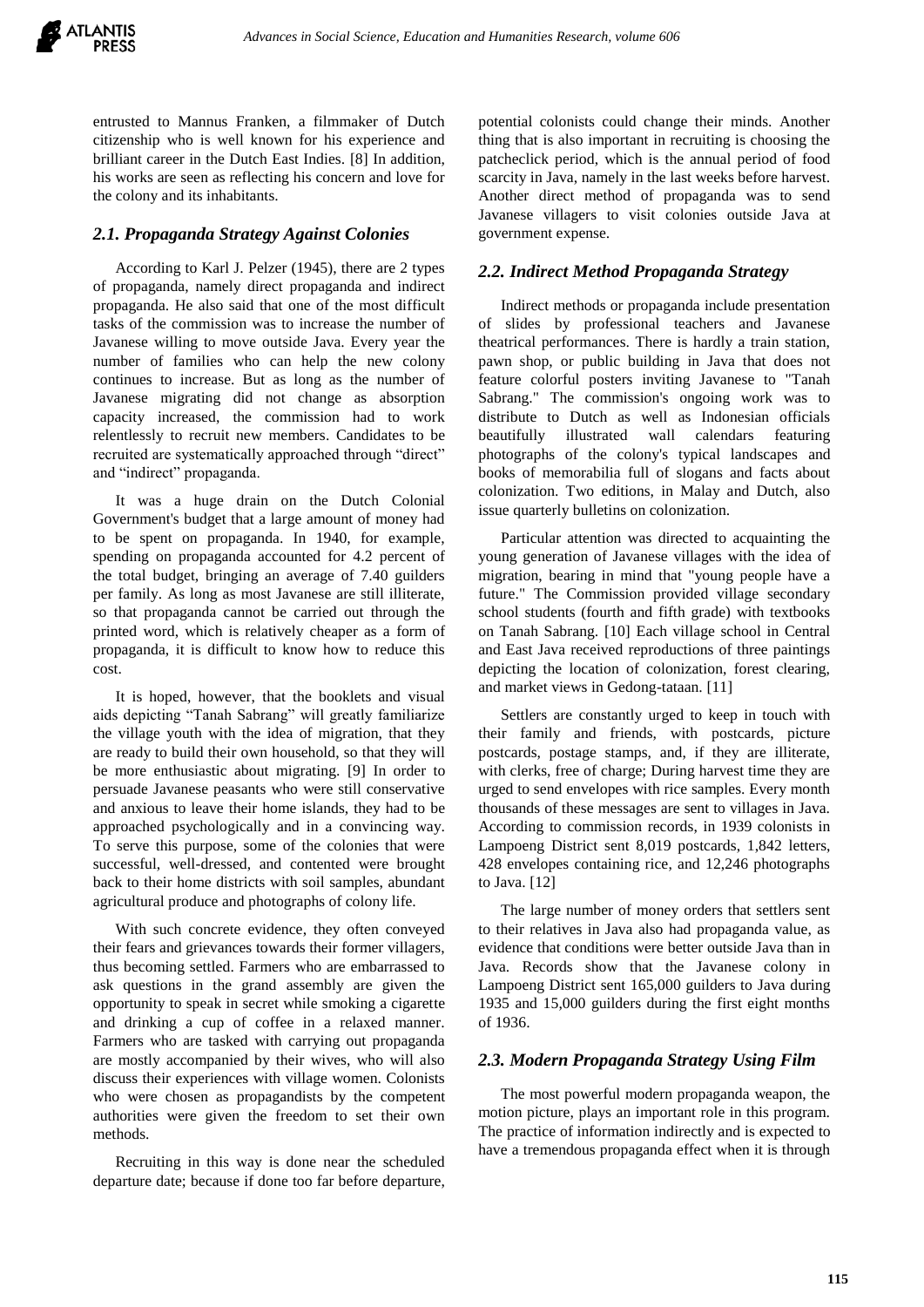entrusted to Mannus Franken, a filmmaker of Dutch citizenship who is well known for his experience and brilliant career in the Dutch East Indies. [8] In addition, his works are seen as reflecting his concern and love for the colony and its inhabitants.

### *2.1. Propaganda Strategy Against Colonies*

According to Karl J. Pelzer (1945), there are 2 types of propaganda, namely direct propaganda and indirect propaganda. He also said that one of the most difficult tasks of the commission was to increase the number of Javanese willing to move outside Java. Every year the number of families who can help the new colony continues to increase. But as long as the number of Javanese migrating did not change as absorption capacity increased, the commission had to work relentlessly to recruit new members. Candidates to be recruited are systematically approached through "direct" and "indirect" propaganda.

It was a huge drain on the Dutch Colonial Government's budget that a large amount of money had to be spent on propaganda. In 1940, for example, spending on propaganda accounted for 4.2 percent of the total budget, bringing an average of 7.40 guilders per family. As long as most Javanese are still illiterate, so that propaganda cannot be carried out through the printed word, which is relatively cheaper as a form of propaganda, it is difficult to know how to reduce this cost.

It is hoped, however, that the booklets and visual aids depicting "Tanah Sabrang" will greatly familiarize the village youth with the idea of migration, that they are ready to build their own household, so that they will be more enthusiastic about migrating. [9] In order to persuade Javanese peasants who were still conservative and anxious to leave their home islands, they had to be approached psychologically and in a convincing way. To serve this purpose, some of the colonies that were successful, well-dressed, and contented were brought back to their home districts with soil samples, abundant agricultural produce and photographs of colony life.

With such concrete evidence, they often conveyed their fears and grievances towards their former villagers, thus becoming settled. Farmers who are embarrassed to ask questions in the grand assembly are given the opportunity to speak in secret while smoking a cigarette and drinking a cup of coffee in a relaxed manner. Farmers who are tasked with carrying out propaganda are mostly accompanied by their wives, who will also discuss their experiences with village women. Colonists who were chosen as propagandists by the competent authorities were given the freedom to set their own methods.

Recruiting in this way is done near the scheduled departure date; because if done too far before departure, potential colonists could change their minds. Another thing that is also important in recruiting is choosing the patcheclick period, which is the annual period of food scarcity in Java, namely in the last weeks before harvest. Another direct method of propaganda was to send Javanese villagers to visit colonies outside Java at government expense.

### *2.2. Indirect Method Propaganda Strategy*

Indirect methods or propaganda include presentation of slides by professional teachers and Javanese theatrical performances. There is hardly a train station, pawn shop, or public building in Java that does not feature colorful posters inviting Javanese to "Tanah Sabrang." The commission's ongoing work was to distribute to Dutch as well as Indonesian officials beautifully illustrated wall calendars featuring photographs of the colony's typical landscapes and books of memorabilia full of slogans and facts about colonization. Two editions, in Malay and Dutch, also issue quarterly bulletins on colonization.

Particular attention was directed to acquainting the young generation of Javanese villages with the idea of migration, bearing in mind that "young people have a future." The Commission provided village secondary school students (fourth and fifth grade) with textbooks on Tanah Sabrang. [10] Each village school in Central and East Java received reproductions of three paintings depicting the location of colonization, forest clearing, and market views in Gedong-tataan. [11]

Settlers are constantly urged to keep in touch with their family and friends, with postcards, picture postcards, postage stamps, and, if they are illiterate, with clerks, free of charge; During harvest time they are urged to send envelopes with rice samples. Every month thousands of these messages are sent to villages in Java. According to commission records, in 1939 colonists in Lampoeng District sent 8,019 postcards, 1,842 letters, 428 envelopes containing rice, and 12,246 photographs to Java. [12]

The large number of money orders that settlers sent to their relatives in Java also had propaganda value, as evidence that conditions were better outside Java than in Java. Records show that the Javanese colony in Lampoeng District sent 165,000 guilders to Java during 1935 and 15,000 guilders during the first eight months of 1936.

### *2.3. Modern Propaganda Strategy Using Film*

The most powerful modern propaganda weapon, the motion picture, plays an important role in this program. The practice of information indirectly and is expected to have a tremendous propaganda effect when it is through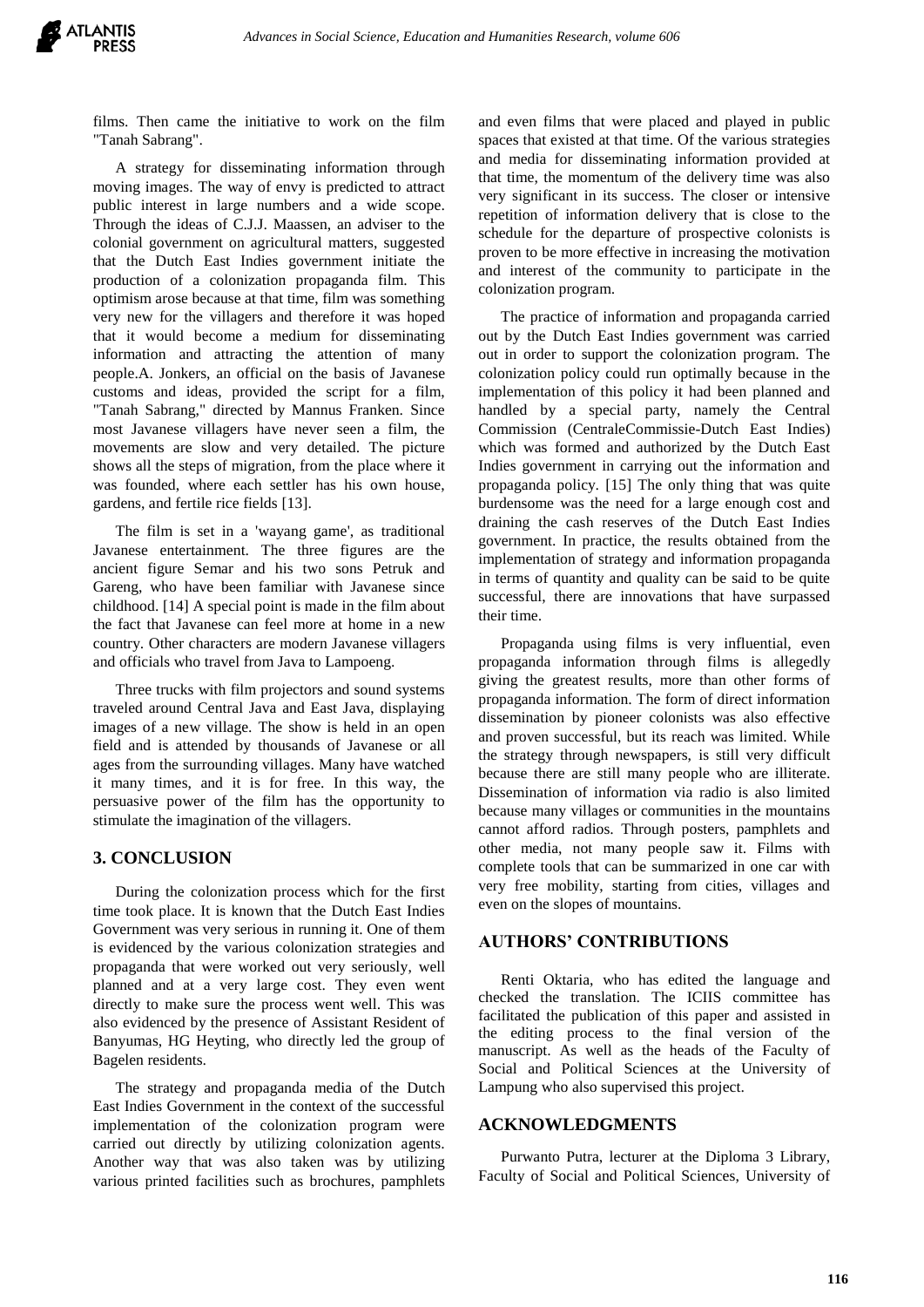films. Then came the initiative to work on the film "Tanah Sabrang".

A strategy for disseminating information through moving images. The way of envy is predicted to attract public interest in large numbers and a wide scope. Through the ideas of C.J.J. Maassen, an adviser to the colonial government on agricultural matters, suggested that the Dutch East Indies government initiate the production of a colonization propaganda film. This optimism arose because at that time, film was something very new for the villagers and therefore it was hoped that it would become a medium for disseminating information and attracting the attention of many people.A. Jonkers, an official on the basis of Javanese customs and ideas, provided the script for a film, "Tanah Sabrang," directed by Mannus Franken. Since most Javanese villagers have never seen a film, the movements are slow and very detailed. The picture shows all the steps of migration, from the place where it was founded, where each settler has his own house, gardens, and fertile rice fields [13].

The film is set in a 'wayang game', as traditional Javanese entertainment. The three figures are the ancient figure Semar and his two sons Petruk and Gareng, who have been familiar with Javanese since childhood. [14] A special point is made in the film about the fact that Javanese can feel more at home in a new country. Other characters are modern Javanese villagers and officials who travel from Java to Lampoeng.

Three trucks with film projectors and sound systems traveled around Central Java and East Java, displaying images of a new village. The show is held in an open field and is attended by thousands of Javanese or all ages from the surrounding villages. Many have watched it many times, and it is for free. In this way, the persuasive power of the film has the opportunity to stimulate the imagination of the villagers.

## 3. CONCLUSION

During the colonization process which for the first time took place. It is known that the Dutch East Indies Government was very serious in running it. One of them is evidenced by the various colonization strategies and propaganda that were worked out very seriously, well planned and at a very large cost. They even went directly to make sure the process went well. This was also evidenced by the presence of Assistant Resident of Banyumas, HG Heyting, who directly led the group of Bagelen residents.

The strategy and propaganda media of the Dutch East Indies Government in the context of the successful implementation of the colonization program were carried out directly by utilizing colonization agents. Another way that was also taken was by utilizing various printed facilities such as brochures, pamphlets and even films that were placed and played in public spaces that existed at that time. Of the various strategies and media for disseminating information provided at that time, the momentum of the delivery time was also very significant in its success. The closer or intensive repetition of information delivery that is close to the schedule for the departure of prospective colonists is proven to be more effective in increasing the motivation and interest of the community to participate in the colonization program.

The practice of information and propaganda carried out by the Dutch East Indies government was carried out in order to support the colonization program. The colonization policy could run optimally because in the implementation of this policy it had been planned and handled by a special party, namely the Central Commission (CentraleCommissie-Dutch East Indies) which was formed and authorized by the Dutch East Indies government in carrying out the information and propaganda policy. [15] The only thing that was quite burdensome was the need for a large enough cost and draining the cash reserves of the Dutch East Indies government. In practice, the results obtained from the implementation of strategy and information propaganda in terms of quantity and quality can be said to be quite successful, there are innovations that have surpassed their time.

Propaganda using films is very influential, even propaganda information through films is allegedly giving the greatest results, more than other forms of propaganda information. The form of direct information dissemination by pioneer colonists was also effective and proven successful, but its reach was limited. While the strategy through newspapers, is still very difficult because there are still many people who are illiterate. Dissemination of information via radio is also limited because many villages or communities in the mountains cannot afford radios. Through posters, pamphlets and other media, not many people saw it. Films with complete tools that can be summarized in one car with very free mobility, starting from cities, villages and even on the slopes of mountains.

## AUTHORS' CONTRIBUTIONS

Renti Oktaria, who has edited the language and checked the translation. The ICIIS committee has facilitated the publication of this paper and assisted in the editing process to the final version of the manuscript. As well as the heads of the Faculty of Social and Political Sciences at the University of Lampung who also supervised this project.

## ACKNOWLEDGMENTS

Purwanto Putra, lecturer at the Diploma 3 Library, Faculty of Social and Political Sciences, University of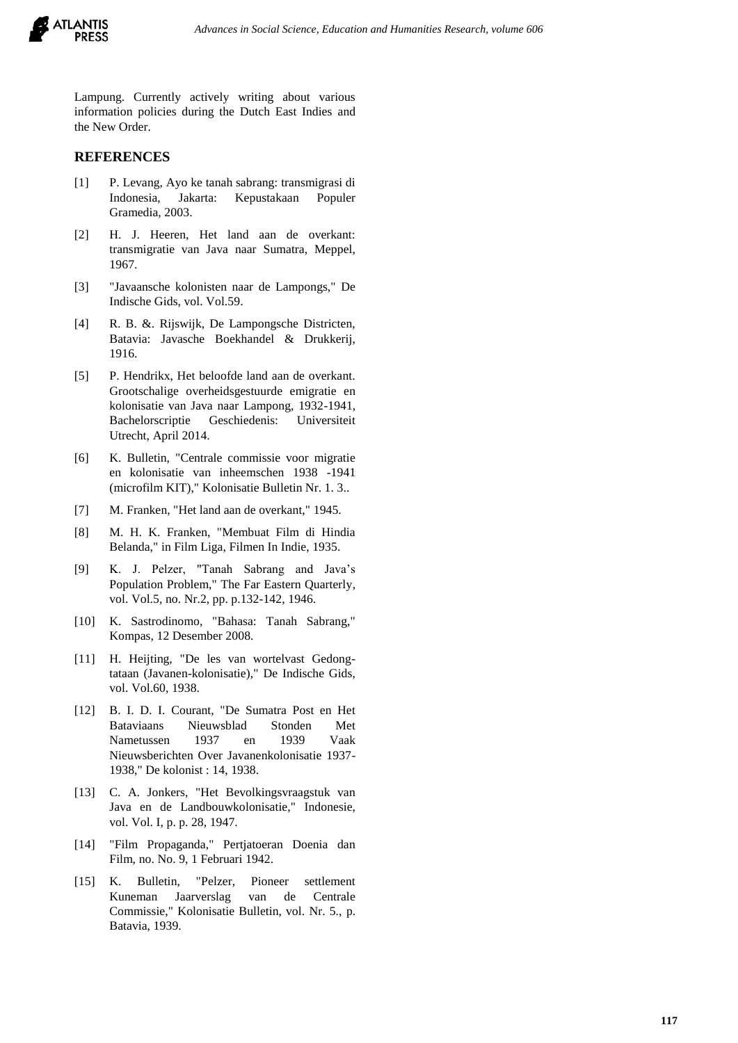Lampung. Currently actively writing about various information policies during the Dutch East Indies and the New Order.

## REFERENCES

[1] P. Levang, Ayo ke tanah sabrang: transmigrasi di Indonesia, Jakarta: Kepustakaan Populer Gramedia, 2003.

[2] H. J. Heeren, Het land aan de overkant: transmigratie van Java naar Sumatra, Meppel, 1967.

[3] "Javaansche kolonisten naar de Lampongs," De Indische Gids, vol. Vol.59.

[4] R. B. &. Rijswijk, De Lampongsche Districten, Batavia: Javasche Boekhandel & Drukkerij, 1916.

[5] P. Hendrikx, Het beloofde land aan de overkant. Grootschalige overheidsgestuurde emigratie en kolonisatie van Java naar Lampong, 1932-1941, Bachelorscriptie Geschiedenis: Universiteit Utrecht, April 2014.

[6] K. Bulletin, "Centrale commissie voor migratie en kolonisatie van inheemschen 1938 -1941 (microfilm KIT)," Kolonisatie Bulletin Nr. 1. 3..

[7] M. Franken, "Het land aan de overkant," 1945.

[8] M. H. K. Franken, "Membuat Film di Hindia Belanda," in Film Liga, Filmen In Indie, 1935.

[9] K. J. Pelzer, "Tanah Sabrang and Java's Population Problem," The Far Eastern Quarterly, vol. Vol.5, no. Nr.2, pp. p.132-142, 1946.

[10] K. Sastrodinomo, "Bahasa: Tanah Sabrang," Kompas, 12 Desember 2008.

[11] H. Heijting, "De les van wortelvast Gedong-tataan (Javanen-kolonisatie)," De Indische Gids, vol. Vol.60, 1938.

[12] B. I. D. I. Courant, "De Sumatra Post en Het Bataviaans Nieuwsblad Stonden Met Nametussen 1937 en 1939 Vaak Nieuwsberichten Over Javanenkolonisatie 1937-1938," De kolonist : 14, 1938.

[13] C. A. Jonkers, "Het Bevolkingsvraagstuk van Java en de Landbouwkolonisatie," Indonesie, vol. Vol. I, p. p. 28, 1947.

[14] "Film Propaganda," Pertjatoeran Doenia dan Film, no. No. 9, 1 Februari 1942.

[15] K. Bulletin, "Pelzer, Pioneer settlement Kuneman Jaarverslag van de Centrale Commissie," Kolonisatie Bulletin, vol. Nr. 5., p. Batavia, 1939.